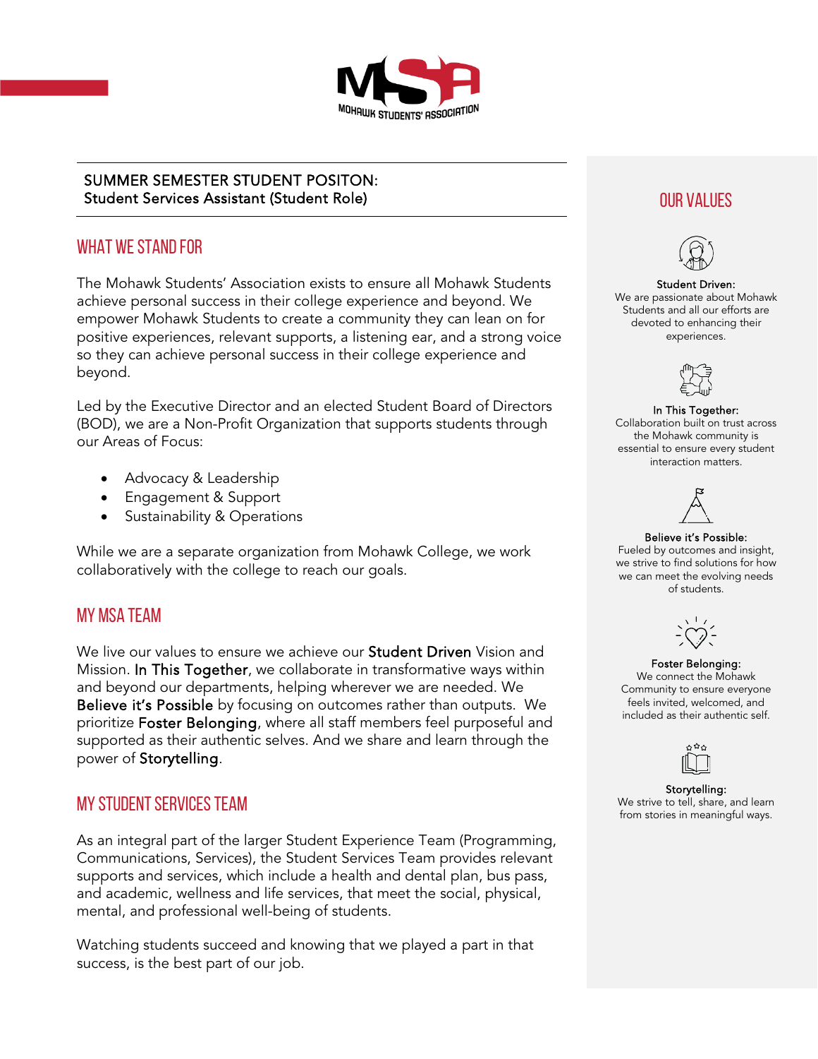SUMMER SEMESTER STUDENT POSITON:
Student Services Assistant (Student Role)

## WHAT WE STAND FOR

The Mohawk Students' Association exists to ensure all Mohawk Students achieve personal success in their college experience and beyond. We empower Mohawk Students to create a community they can lean on for positive experiences, relevant supports, a listening ear, and a strong voice so they can achieve personal success in their college experience and beyond.

Led by the Executive Director and an elected Student Board of Directors (BOD), we are a Non-Profit Organization that supports students through our Areas of Focus:

- Advocacy & Leadership
- Engagement & Support
- Sustainability & Operations

While we are a separate organization from Mohawk College, we work collaboratively with the college to reach our goals.

## MY MSA TEAM

We live our values to ensure we achieve our Student Driven Vision and Mission. In This Together, we collaborate in transformative ways within and beyond our departments, helping wherever we are needed. We Believe it's Possible by focusing on outcomes rather than outputs. We prioritize Foster Belonging, where all staff members feel purposeful and supported as their authentic selves. And we share and learn through the power of Storytelling.

## MY STUDENT SERVICES TEAM

As an integral part of the larger Student Experience Team (Programming, Communications, Services), the Student Services Team provides relevant supports and services, which include a health and dental plan, bus pass, and academic, wellness and life services, that meet the social, physical, mental, and professional well-being of students.

Watching students succeed and knowing that we played a part in that success, is the best part of our job.

## OUR VALUES

**Student Driven:**
We are passionate about Mohawk Students and all our efforts are devoted to enhancing their experiences.

**In This Together:**
Collaboration built on trust across the Mohawk community is essential to ensure every student interaction matters.

**Believe it's Possible:**
Fueled by outcomes and insight, we strive to find solutions for how we can meet the evolving needs of students.

**Foster Belonging:**
We connect the Mohawk Community to ensure everyone feels invited, welcomed, and included as their authentic self.

**Storytelling:**
We strive to tell, share, and learn from stories in meaningful ways.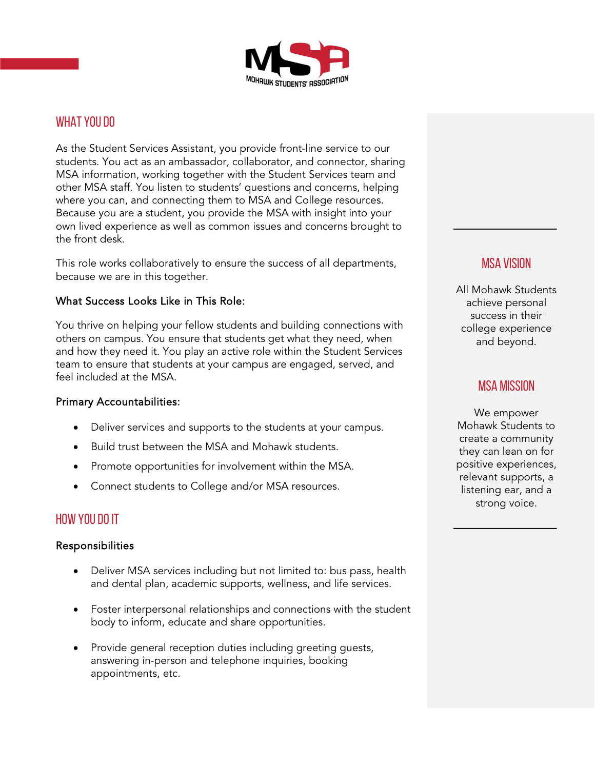## WHAT YOU DO

As the Student Services Assistant, you provide front-line service to our students. You act as an ambassador, collaborator, and connector, sharing MSA information, working together with the Student Services team and other MSA staff. You listen to students' questions and concerns, helping where you can, and connecting them to MSA and College resources. Because you are a student, you provide the MSA with insight into your own lived experience as well as common issues and concerns brought to the front desk.

This role works collaboratively to ensure the success of all departments, because we are in this together.

### What Success Looks Like in This Role:

You thrive on helping your fellow students and building connections with others on campus. You ensure that students get what they need, when and how they need it. You play an active role within the Student Services team to ensure that students at your campus are engaged, served, and feel included at the MSA.

### Primary Accountabilities:

- Deliver services and supports to the students at your campus.
- Build trust between the MSA and Mohawk students.
- Promote opportunities for involvement within the MSA.
- Connect students to College and/or MSA resources.

## HOW YOU DO IT

### Responsibilities

- Deliver MSA services including but not limited to: bus pass, health and dental plan, academic supports, wellness, and life services.
- Foster interpersonal relationships and connections with the student body to inform, educate and share opportunities.
- Provide general reception duties including greeting guests, answering in-person and telephone inquiries, booking appointments, etc.

## MSA VISION

All Mohawk Students achieve personal success in their college experience and beyond.

## MSA MISSION

We empower Mohawk Students to create a community they can lean on for positive experiences, relevant supports, a listening ear, and a strong voice.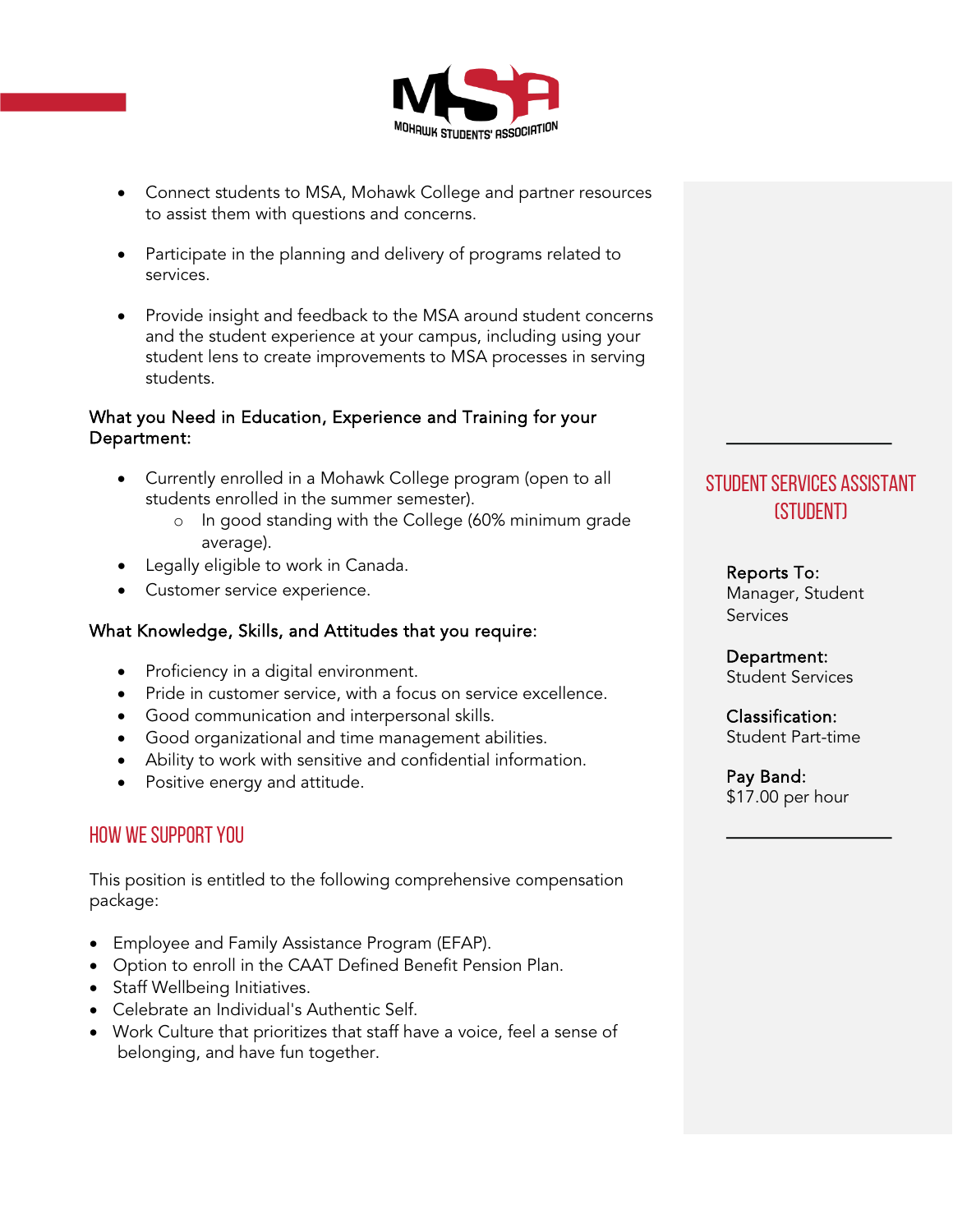- Connect students to MSA, Mohawk College and partner resources to assist them with questions and concerns.

- Participate in the planning and delivery of programs related to services.

- Provide insight and feedback to the MSA around student concerns and the student experience at your campus, including using your student lens to create improvements to MSA processes in serving students.

### What you Need in Education, Experience and Training for your Department:

- Currently enrolled in a Mohawk College program (open to all students enrolled in the summer semester).
    - In good standing with the College (60% minimum grade average).
- Legally eligible to work in Canada.
- Customer service experience.

### What Knowledge, Skills, and Attitudes that you require:

- Proficiency in a digital environment.
- Pride in customer service, with a focus on service excellence.
- Good communication and interpersonal skills.
- Good organizational and time management abilities.
- Ability to work with sensitive and confidential information.
- Positive energy and attitude.

## HOW WE SUPPORT YOU

This position is entitled to the following comprehensive compensation package:

- Employee and Family Assistance Program (EFAP).
- Option to enroll in the CAAT Defined Benefit Pension Plan.
- Staff Wellbeing Initiatives.
- Celebrate an Individual's Authentic Self.
- Work Culture that prioritizes that staff have a voice, feel a sense of belonging, and have fun together.

## STUDENT SERVICES ASSISTANT (STUDENT)

**Reports To:**
Manager, Student Services

**Department:**
Student Services

**Classification:**
Student Part-time

**Pay Band:**
$17.00 per hour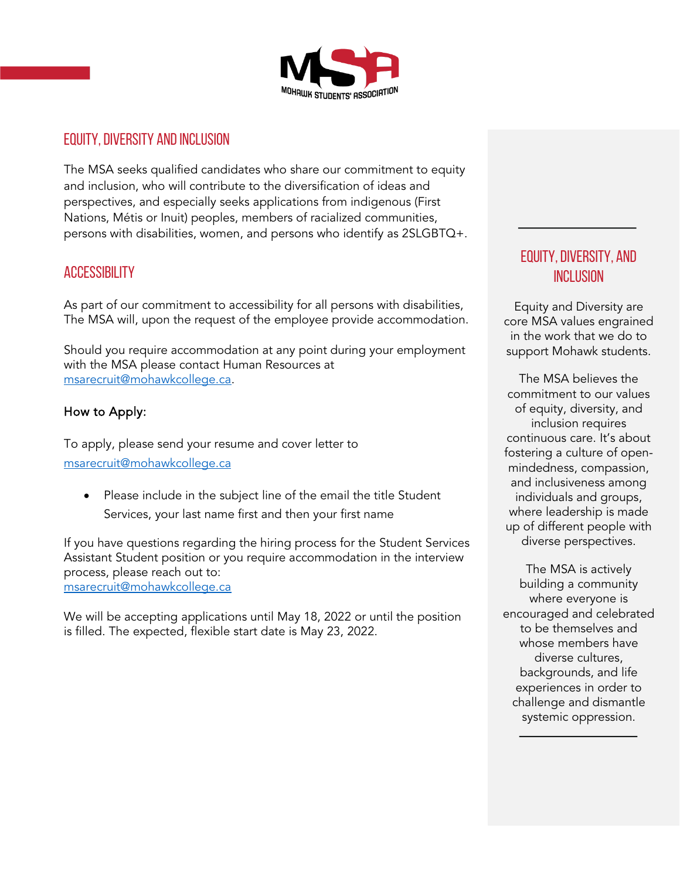## EQUITY, DIVERSITY AND INCLUSION

The MSA seeks qualified candidates who share our commitment to equity and inclusion, who will contribute to the diversification of ideas and perspectives, and especially seeks applications from indigenous (First Nations, Métis or Inuit) peoples, members of racialized communities, persons with disabilities, women, and persons who identify as 2SLGBTQ+.

## ACCESSIBILITY

As part of our commitment to accessibility for all persons with disabilities, The MSA will, upon the request of the employee provide accommodation.

Should you require accommodation at any point during your employment with the MSA please contact Human Resources at msarecruit@mohawkcollege.ca.

### How to Apply:

To apply, please send your resume and cover letter to msarecruit@mohawkcollege.ca

- Please include in the subject line of the email the title Student Services, your last name first and then your first name

If you have questions regarding the hiring process for the Student Services Assistant Student position or you require accommodation in the interview process, please reach out to: msarecruit@mohawkcollege.ca

We will be accepting applications until May 18, 2022 or until the position is filled. The expected, flexible start date is May 23, 2022.

## EQUITY, DIVERSITY, AND INCLUSION

Equity and Diversity are core MSA values engrained in the work that we do to support Mohawk students.

The MSA believes the commitment to our values of equity, diversity, and inclusion requires continuous care. It's about fostering a culture of open-mindedness, compassion, and inclusiveness among individuals and groups, where leadership is made up of different people with diverse perspectives.

The MSA is actively building a community where everyone is encouraged and celebrated to be themselves and whose members have diverse cultures, backgrounds, and life experiences in order to challenge and dismantle systemic oppression.